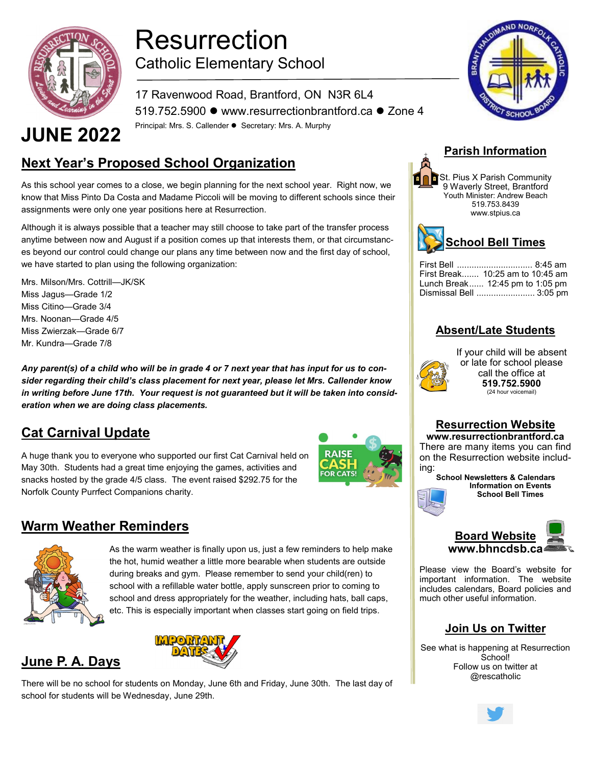# Resurrection

## Catholic Elementary School

17 Ravenwood Road, Brantford, ON N3R 6L4

519.752.5900 ● www.resurrectionbrantford.ca ● Zone 4

Principal: Mrs. S. Callender ● Secretary: Mrs. A. Murphy

# JUNE 2022

## Next Year's Proposed School Organization

As this school year comes to a close, we begin planning for the next school year. Right now, we know that Miss Pinto Da Costa and Madame Piccoli will be moving to different schools since their assignments were only one year positions here at Resurrection.

Although it is always possible that a teacher may still choose to take part of the transfer process anytime between now and August if a position comes up that interests them, or that circumstances beyond our control could change our plans any time between now and the first day of school, we have started to plan using the following organization:

Mrs. Milson/Mrs. Cottrill—JK/SK
Miss Jagus—Grade 1/2
Miss Citino—Grade 3/4
Mrs. Noonan—Grade 4/5
Miss Zwierzak—Grade 6/7
Mr. Kundra—Grade 7/8

***Any parent(s) of a child who will be in grade 4 or 7 next year that has input for us to consider regarding their child's class placement for next year, please let Mrs. Callender know in writing before June 17th. Your request is not guaranteed but it will be taken into consideration when we are doing class placements.***

## Cat Carnival Update

A huge thank you to everyone who supported our first Cat Carnival held on May 30th. Students had a great time enjoying the games, activities and snacks hosted by the grade 4/5 class. The event raised $292.75 for the Norfolk County Purrfect Companions charity.

## Warm Weather Reminders

As the warm weather is finally upon us, just a few reminders to help make the hot, humid weather a little more bearable when students are outside during breaks and gym. Please remember to send your child(ren) to school with a refillable water bottle, apply sunscreen prior to coming to school and dress appropriately for the weather, including hats, ball caps, etc. This is especially important when classes start going on field trips.

## June P. A. Days

There will be no school for students on Monday, June 6th and Friday, June 30th. The last day of school for students will be Wednesday, June 29th.

## Parish Information

St. Pius X Parish Community
9 Waverly Street, Brantford
Youth Minister: Andrew Beach
519.753.8439
www.stpius.ca

## School Bell Times

First Bell ............................... 8:45 am
First Break....... 10:25 am to 10:45 am
Lunch Break...... 12:45 pm to 1:05 pm
Dismissal Bell ........................ 3:05 pm

## Absent/Late Students

If your child will be absent or late for school please call the office at **519.752.5900** (24 hour voicemail)

## Resurrection Website

**www.resurrectionbrantford.ca**

There are many items you can find on the Resurrection website including:

**School Newsletters & Calendars**
**Information on Events**
**School Bell Times**

## Board Website

**www.bhncdsb.ca**

Please view the Board's website for important information. The website includes calendars, Board policies and much other useful information.

## Join Us on Twitter

See what is happening at Resurrection School!
Follow us on twitter at @rescatholic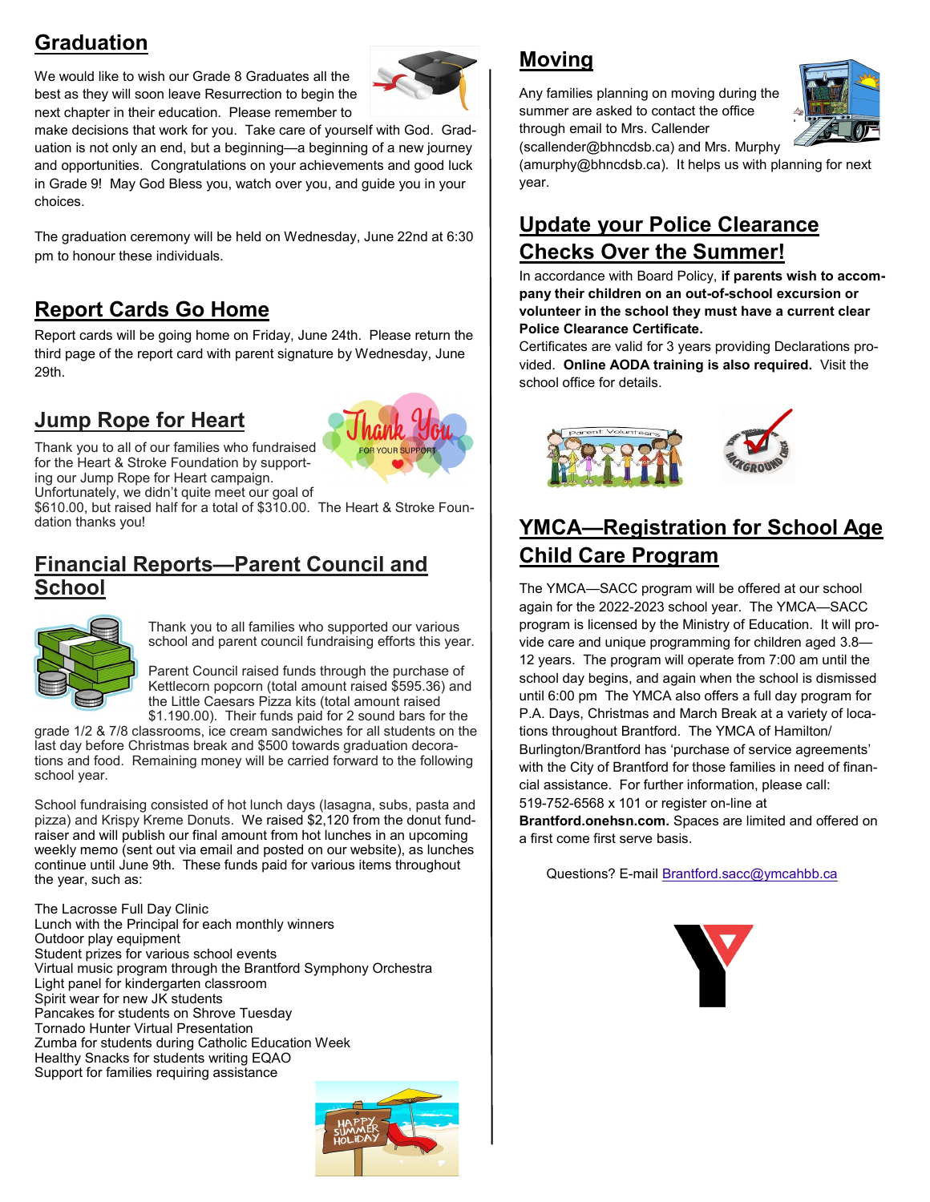## Graduation

We would like to wish our Grade 8 Graduates all the best as they will soon leave Resurrection to begin the next chapter in their education. Please remember to make decisions that work for you. Take care of yourself with God. Graduation is not only an end, but a beginning—a beginning of a new journey and opportunities. Congratulations on your achievements and good luck in Grade 9! May God Bless you, watch over you, and guide you in your choices.

The graduation ceremony will be held on Wednesday, June 22nd at 6:30 pm to honour these individuals.

## Report Cards Go Home

Report cards will be going home on Friday, June 24th. Please return the third page of the report card with parent signature by Wednesday, June 29th.

## Jump Rope for Heart

Thank you to all of our families who fundraised for the Heart & Stroke Foundation by supporting our Jump Rope for Heart campaign. Unfortunately, we didn't quite meet our goal of $610.00, but raised half for a total of $310.00. The Heart & Stroke Foundation thanks you!

## Financial Reports—Parent Council and School

Thank you to all families who supported our various school and parent council fundraising efforts this year.

Parent Council raised funds through the purchase of Kettlecorn popcorn (total amount raised $595.36) and the Little Caesars Pizza kits (total amount raised $1.190.00). Their funds paid for 2 sound bars for the grade 1/2 & 7/8 classrooms, ice cream sandwiches for all students on the last day before Christmas break and $500 towards graduation decorations and food. Remaining money will be carried forward to the following school year.

School fundraising consisted of hot lunch days (lasagna, subs, pasta and pizza) and Krispy Kreme Donuts. We raised $2,120 from the donut fundraiser and will publish our final amount from hot lunches in an upcoming weekly memo (sent out via email and posted on our website), as lunches continue until June 9th. These funds paid for various items throughout the year, such as:

The Lacrosse Full Day Clinic
Lunch with the Principal for each monthly winners
Outdoor play equipment
Student prizes for various school events
Virtual music program through the Brantford Symphony Orchestra
Light panel for kindergarten classroom
Spirit wear for new JK students
Pancakes for students on Shrove Tuesday
Tornado Hunter Virtual Presentation
Zumba for students during Catholic Education Week
Healthy Snacks for students writing EQAO
Support for families requiring assistance

## Moving

Any families planning on moving during the summer are asked to contact the office through email to Mrs. Callender (scallender@bhncdsb.ca) and Mrs. Murphy (amurphy@bhncdsb.ca). It helps us with planning for next year.

## Update your Police Clearance Checks Over the Summer!

In accordance with Board Policy, **if parents wish to accompany their children on an out-of-school excursion or volunteer in the school they must have a current clear Police Clearance Certificate.**

Certificates are valid for 3 years providing Declarations provided. **Online AODA training is also required.** Visit the school office for details.

## YMCA—Registration for School Age Child Care Program

The YMCA—SACC program will be offered at our school again for the 2022-2023 school year. The YMCA—SACC program is licensed by the Ministry of Education. It will provide care and unique programming for children aged 3.8—12 years. The program will operate from 7:00 am until the school day begins, and again when the school is dismissed until 6:00 pm The YMCA also offers a full day program for P.A. Days, Christmas and March Break at a variety of locations throughout Brantford. The YMCA of Hamilton/Burlington/Brantford has 'purchase of service agreements' with the City of Brantford for those families in need of financial assistance. For further information, please call: 519-752-6568 x 101 or register on-line at **Brantford.onehsn.com.** Spaces are limited and offered on a first come first serve basis.

Questions? E-mail Brantford.sacc@ymcahbb.ca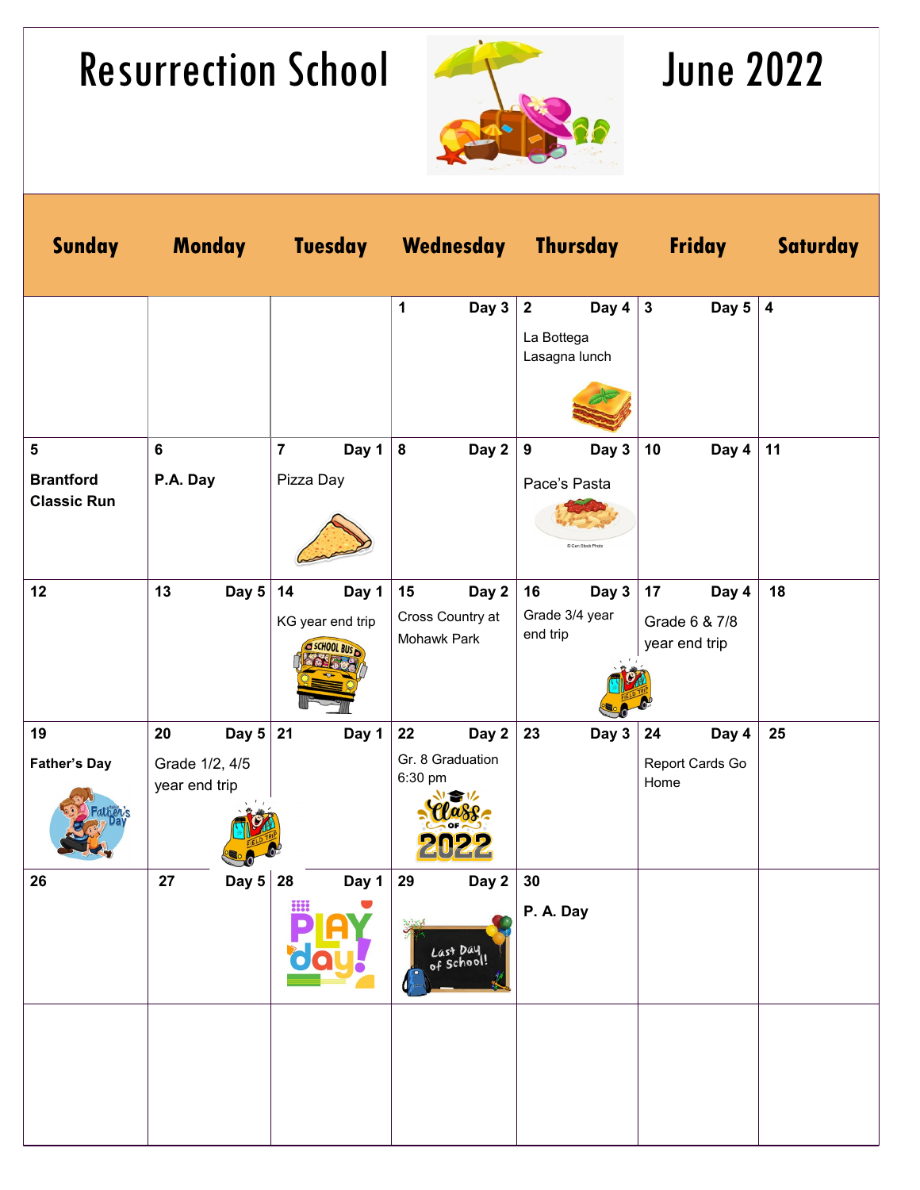# Resurrection School

# June 2022

| Sunday | Monday | Tuesday | Wednesday | Thursday | Friday | Saturday |
|---|---|---|---|---|---|---|
| | | | 1 Day 3 | 2 Day 4<br>La Bottega Lasagna lunch | 3 Day 5 | 4 |
| 5<br>**Brantford Classic Run** | 6<br>**P.A. Day** | 7 Day 1<br>Pizza Day | 8 Day 2 | 9 Day 3<br>Pace's Pasta | 10 Day 4 | 11 |
| 12 | 13 Day 5 | 14 Day 1<br>KG year end trip | 15 Day 2<br>Cross Country at Mohawk Park | 16 Day 3<br>Grade 3/4 year end trip | 17 Day 4<br>Grade 6 & 7/8 year end trip | 18 |
| 19<br>**Father's Day** | 20 Day 5<br>Grade 1/2, 4/5 year end trip | 21 Day 1 | 22 Day 2<br>Gr. 8 Graduation 6:30 pm | 23 Day 3 | 24 Day 4<br>Report Cards Go Home | 25 |
| 26 | 27 Day 5 | 28 Day 1 | 29 Day 2 | 30<br>**P. A. Day** | | |
| | | | | | | |